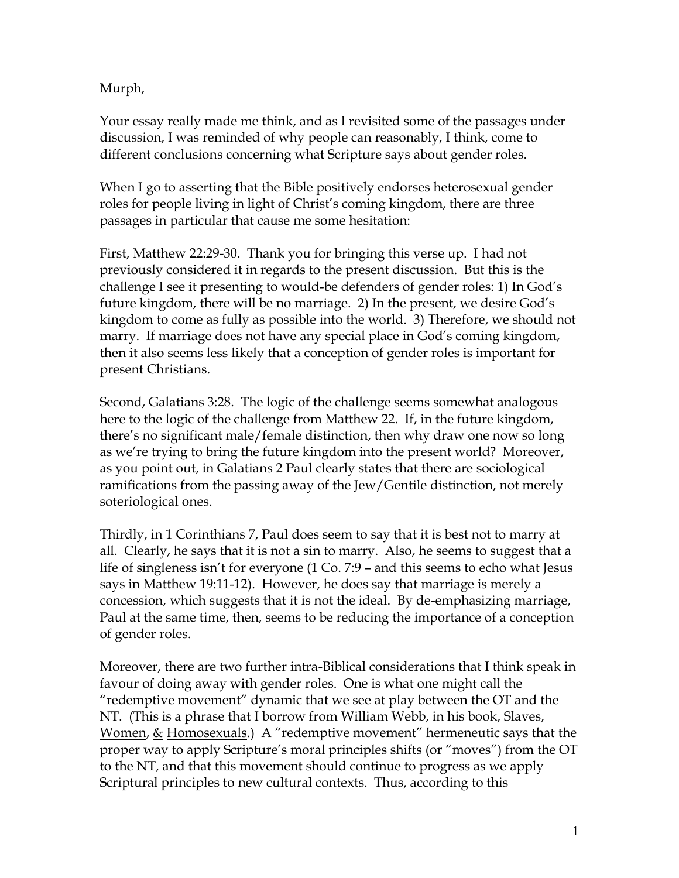Murph,

Your essay really made me think, and as I revisited some of the passages under discussion, I was reminded of why people can reasonably, I think, come to different conclusions concerning what Scripture says about gender roles.

When I go to asserting that the Bible positively endorses heterosexual gender roles for people living in light of Christ's coming kingdom, there are three passages in particular that cause me some hesitation:

First, Matthew 22:29-30. Thank you for bringing this verse up. I had not previously considered it in regards to the present discussion. But this is the challenge I see it presenting to would-be defenders of gender roles: 1) In God's future kingdom, there will be no marriage. 2) In the present, we desire God's kingdom to come as fully as possible into the world. 3) Therefore, we should not marry. If marriage does not have any special place in God's coming kingdom, then it also seems less likely that a conception of gender roles is important for present Christians.

Second, Galatians 3:28. The logic of the challenge seems somewhat analogous here to the logic of the challenge from Matthew 22. If, in the future kingdom, there's no significant male/female distinction, then why draw one now so long as we're trying to bring the future kingdom into the present world? Moreover, as you point out, in Galatians 2 Paul clearly states that there are sociological ramifications from the passing away of the Jew/Gentile distinction, not merely soteriological ones.

Thirdly, in 1 Corinthians 7, Paul does seem to say that it is best not to marry at all. Clearly, he says that it is not a sin to marry. Also, he seems to suggest that a life of singleness isn't for everyone (1 Co. 7:9 – and this seems to echo what Jesus says in Matthew 19:11-12). However, he does say that marriage is merely a concession, which suggests that it is not the ideal. By de-emphasizing marriage, Paul at the same time, then, seems to be reducing the importance of a conception of gender roles.

Moreover, there are two further intra-Biblical considerations that I think speak in favour of doing away with gender roles. One is what one might call the "redemptive movement" dynamic that we see at play between the OT and the NT. (This is a phrase that I borrow from William Webb, in his book, <u>Slaves</u>, <u>Women</u>, <u>&</u> <u>Homosexuals</u>.) A "redemptive movement" hermeneutic says that the proper way to apply Scripture's moral principles shifts (or "moves") from the OT to the NT, and that this movement should continue to progress as we apply Scriptural principles to new cultural contexts. Thus, according to this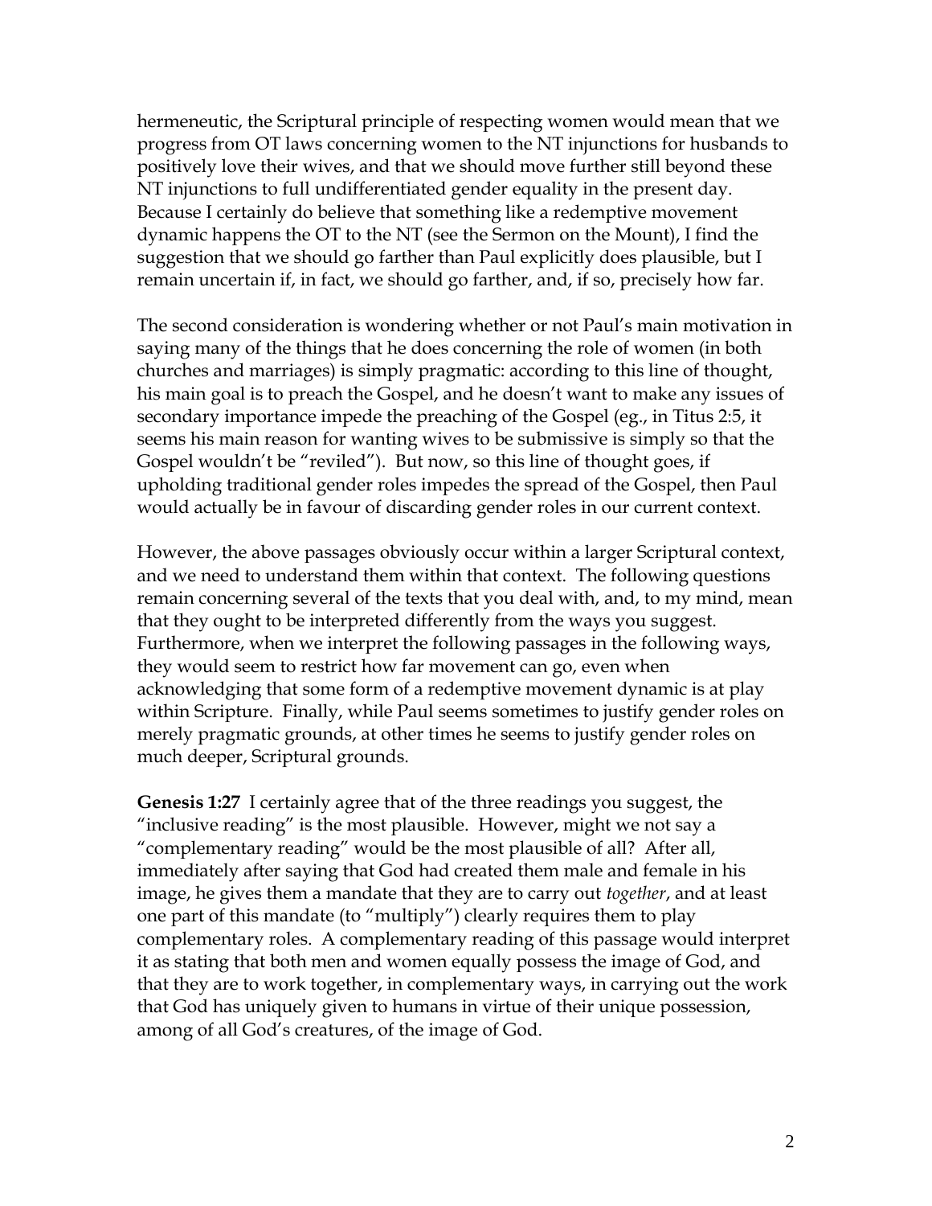hermeneutic, the Scriptural principle of respecting women would mean that we progress from OT laws concerning women to the NT injunctions for husbands to positively love their wives, and that we should move further still beyond these NT injunctions to full undifferentiated gender equality in the present day. Because I certainly do believe that something like a redemptive movement dynamic happens the OT to the NT (see the Sermon on the Mount), I find the suggestion that we should go farther than Paul explicitly does plausible, but I remain uncertain if, in fact, we should go farther, and, if so, precisely how far.

The second consideration is wondering whether or not Paul's main motivation in saying many of the things that he does concerning the role of women (in both churches and marriages) is simply pragmatic: according to this line of thought, his main goal is to preach the Gospel, and he doesn't want to make any issues of secondary importance impede the preaching of the Gospel (eg., in Titus 2:5, it seems his main reason for wanting wives to be submissive is simply so that the Gospel wouldn't be "reviled"). But now, so this line of thought goes, if upholding traditional gender roles impedes the spread of the Gospel, then Paul would actually be in favour of discarding gender roles in our current context.

However, the above passages obviously occur within a larger Scriptural context, and we need to understand them within that context. The following questions remain concerning several of the texts that you deal with, and, to my mind, mean that they ought to be interpreted differently from the ways you suggest. Furthermore, when we interpret the following passages in the following ways, they would seem to restrict how far movement can go, even when acknowledging that some form of a redemptive movement dynamic is at play within Scripture. Finally, while Paul seems sometimes to justify gender roles on merely pragmatic grounds, at other times he seems to justify gender roles on much deeper, Scriptural grounds.

**Genesis 1:27** I certainly agree that of the three readings you suggest, the "inclusive reading" is the most plausible. However, might we not say a "complementary reading" would be the most plausible of all? After all, immediately after saying that God had created them male and female in his image, he gives them a mandate that they are to carry out *together*, and at least one part of this mandate (to "multiply") clearly requires them to play complementary roles. A complementary reading of this passage would interpret it as stating that both men and women equally possess the image of God, and that they are to work together, in complementary ways, in carrying out the work that God has uniquely given to humans in virtue of their unique possession, among of all God's creatures, of the image of God.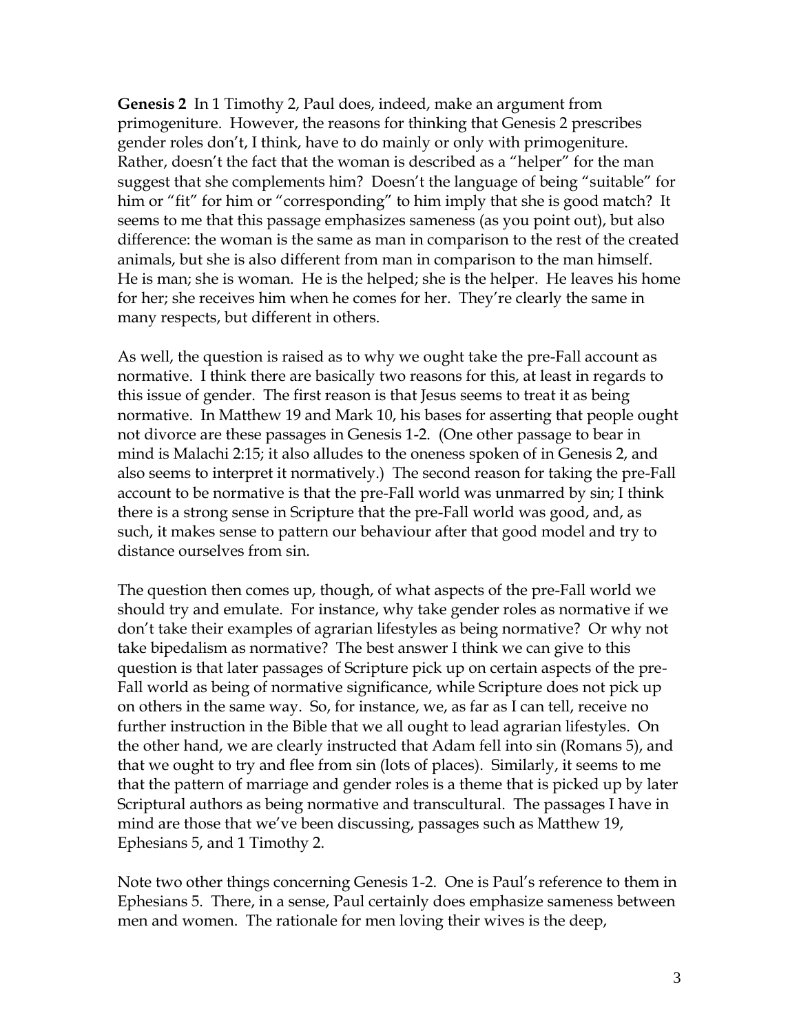**Genesis 2** In 1 Timothy 2, Paul does, indeed, make an argument from primogeniture. However, the reasons for thinking that Genesis 2 prescribes gender roles don't, I think, have to do mainly or only with primogeniture. Rather, doesn't the fact that the woman is described as a "helper" for the man suggest that she complements him? Doesn't the language of being "suitable" for him or "fit" for him or "corresponding" to him imply that she is good match? It seems to me that this passage emphasizes sameness (as you point out), but also difference: the woman is the same as man in comparison to the rest of the created animals, but she is also different from man in comparison to the man himself. He is man; she is woman. He is the helped; she is the helper. He leaves his home for her; she receives him when he comes for her. They're clearly the same in many respects, but different in others.

As well, the question is raised as to why we ought take the pre-Fall account as normative. I think there are basically two reasons for this, at least in regards to this issue of gender. The first reason is that Jesus seems to treat it as being normative. In Matthew 19 and Mark 10, his bases for asserting that people ought not divorce are these passages in Genesis 1-2. (One other passage to bear in mind is Malachi 2:15; it also alludes to the oneness spoken of in Genesis 2, and also seems to interpret it normatively.) The second reason for taking the pre-Fall account to be normative is that the pre-Fall world was unmarred by sin; I think there is a strong sense in Scripture that the pre-Fall world was good, and, as such, it makes sense to pattern our behaviour after that good model and try to distance ourselves from sin.

The question then comes up, though, of what aspects of the pre-Fall world we should try and emulate. For instance, why take gender roles as normative if we don't take their examples of agrarian lifestyles as being normative? Or why not take bipedalism as normative? The best answer I think we can give to this question is that later passages of Scripture pick up on certain aspects of the pre-Fall world as being of normative significance, while Scripture does not pick up on others in the same way. So, for instance, we, as far as I can tell, receive no further instruction in the Bible that we all ought to lead agrarian lifestyles. On the other hand, we are clearly instructed that Adam fell into sin (Romans 5), and that we ought to try and flee from sin (lots of places). Similarly, it seems to me that the pattern of marriage and gender roles is a theme that is picked up by later Scriptural authors as being normative and transcultural. The passages I have in mind are those that we've been discussing, passages such as Matthew 19, Ephesians 5, and 1 Timothy 2.

Note two other things concerning Genesis 1-2. One is Paul's reference to them in Ephesians 5. There, in a sense, Paul certainly does emphasize sameness between men and women. The rationale for men loving their wives is the deep,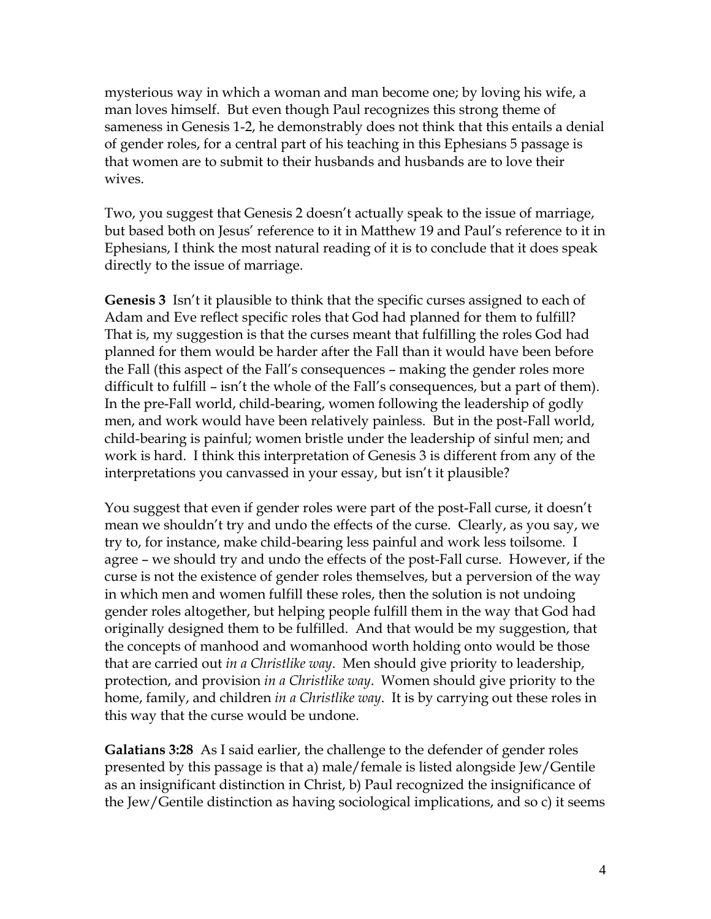mysterious way in which a woman and man become one; by loving his wife, a man loves himself. But even though Paul recognizes this strong theme of sameness in Genesis 1-2, he demonstrably does not think that this entails a denial of gender roles, for a central part of his teaching in this Ephesians 5 passage is that women are to submit to their husbands and husbands are to love their wives.

Two, you suggest that Genesis 2 doesn't actually speak to the issue of marriage, but based both on Jesus' reference to it in Matthew 19 and Paul's reference to it in Ephesians, I think the most natural reading of it is to conclude that it does speak directly to the issue of marriage.

**Genesis 3** Isn't it plausible to think that the specific curses assigned to each of Adam and Eve reflect specific roles that God had planned for them to fulfill? That is, my suggestion is that the curses meant that fulfilling the roles God had planned for them would be harder after the Fall than it would have been before the Fall (this aspect of the Fall's consequences – making the gender roles more difficult to fulfill – isn't the whole of the Fall's consequences, but a part of them). In the pre-Fall world, child-bearing, women following the leadership of godly men, and work would have been relatively painless. But in the post-Fall world, child-bearing is painful; women bristle under the leadership of sinful men; and work is hard. I think this interpretation of Genesis 3 is different from any of the interpretations you canvassed in your essay, but isn't it plausible?

You suggest that even if gender roles were part of the post-Fall curse, it doesn't mean we shouldn't try and undo the effects of the curse. Clearly, as you say, we try to, for instance, make child-bearing less painful and work less toilsome. I agree – we should try and undo the effects of the post-Fall curse. However, if the curse is not the existence of gender roles themselves, but a perversion of the way in which men and women fulfill these roles, then the solution is not undoing gender roles altogether, but helping people fulfill them in the way that God had originally designed them to be fulfilled. And that would be my suggestion, that the concepts of manhood and womanhood worth holding onto would be those that are carried out *in a Christlike way*. Men should give priority to leadership, protection, and provision *in a Christlike way*. Women should give priority to the home, family, and children *in a Christlike way*. It is by carrying out these roles in this way that the curse would be undone.

**Galatians 3:28** As I said earlier, the challenge to the defender of gender roles presented by this passage is that a) male/female is listed alongside Jew/Gentile as an insignificant distinction in Christ, b) Paul recognized the insignificance of the Jew/Gentile distinction as having sociological implications, and so c) it seems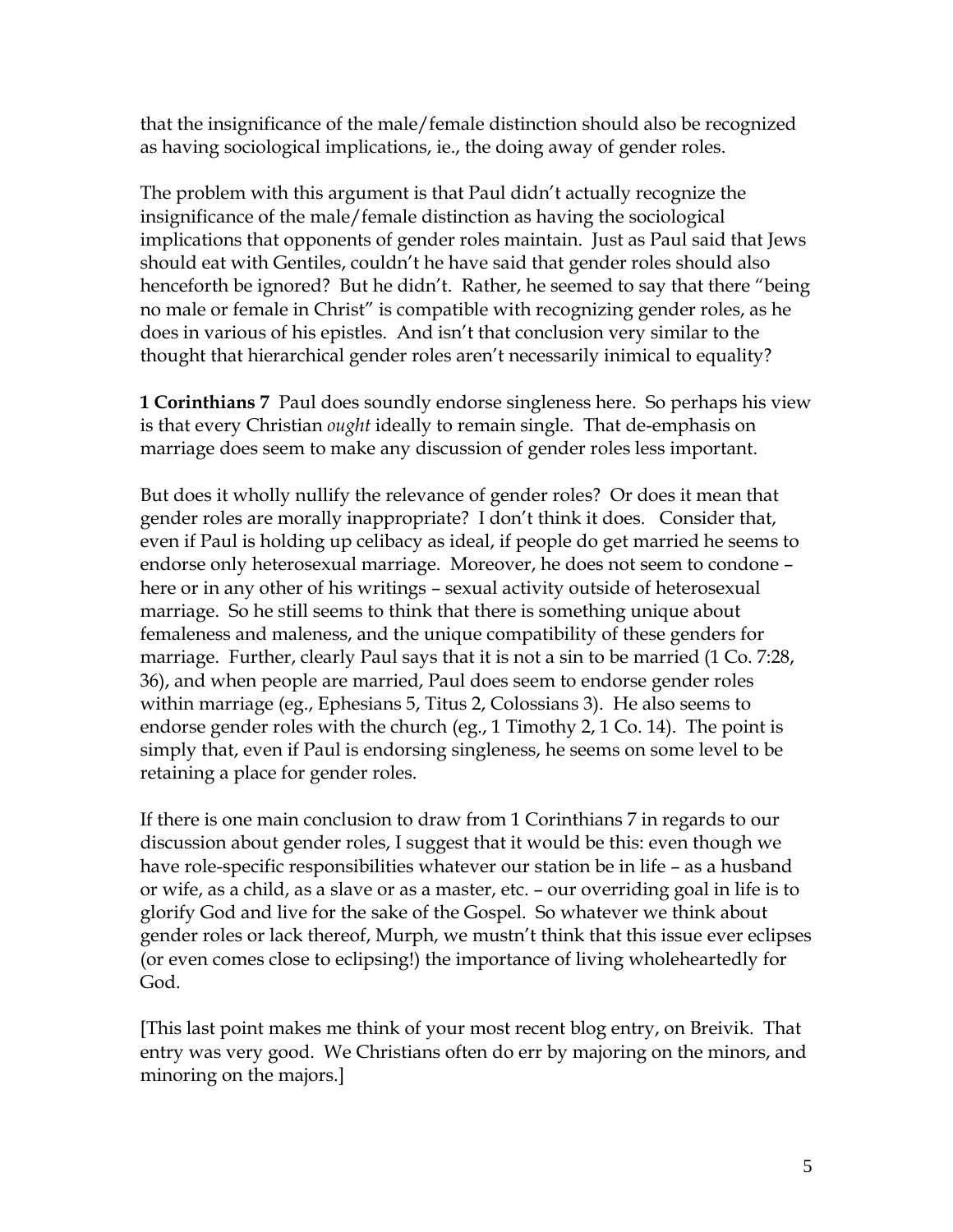that the insignificance of the male/female distinction should also be recognized as having sociological implications, ie., the doing away of gender roles.

The problem with this argument is that Paul didn't actually recognize the insignificance of the male/female distinction as having the sociological implications that opponents of gender roles maintain. Just as Paul said that Jews should eat with Gentiles, couldn't he have said that gender roles should also henceforth be ignored? But he didn't. Rather, he seemed to say that there "being no male or female in Christ" is compatible with recognizing gender roles, as he does in various of his epistles. And isn't that conclusion very similar to the thought that hierarchical gender roles aren't necessarily inimical to equality?

**1 Corinthians 7** Paul does soundly endorse singleness here. So perhaps his view is that every Christian *ought* ideally to remain single. That de-emphasis on marriage does seem to make any discussion of gender roles less important.

But does it wholly nullify the relevance of gender roles? Or does it mean that gender roles are morally inappropriate? I don't think it does. Consider that, even if Paul is holding up celibacy as ideal, if people do get married he seems to endorse only heterosexual marriage. Moreover, he does not seem to condone – here or in any other of his writings – sexual activity outside of heterosexual marriage. So he still seems to think that there is something unique about femaleness and maleness, and the unique compatibility of these genders for marriage. Further, clearly Paul says that it is not a sin to be married (1 Co. 7:28, 36), and when people are married, Paul does seem to endorse gender roles within marriage (eg., Ephesians 5, Titus 2, Colossians 3). He also seems to endorse gender roles with the church (eg., 1 Timothy 2, 1 Co. 14). The point is simply that, even if Paul is endorsing singleness, he seems on some level to be retaining a place for gender roles.

If there is one main conclusion to draw from 1 Corinthians 7 in regards to our discussion about gender roles, I suggest that it would be this: even though we have role-specific responsibilities whatever our station be in life – as a husband or wife, as a child, as a slave or as a master, etc. – our overriding goal in life is to glorify God and live for the sake of the Gospel. So whatever we think about gender roles or lack thereof, Murph, we mustn't think that this issue ever eclipses (or even comes close to eclipsing!) the importance of living wholeheartedly for God.

[This last point makes me think of your most recent blog entry, on Breivik. That entry was very good. We Christians often do err by majoring on the minors, and minoring on the majors.]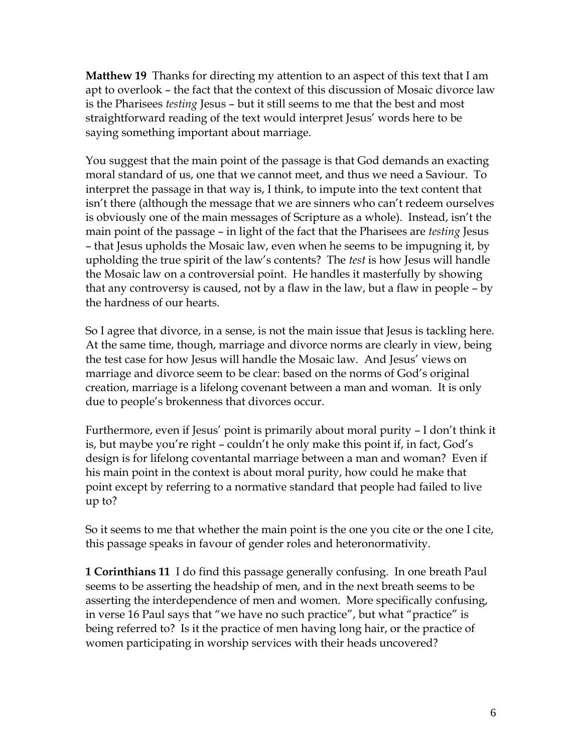**Matthew 19** Thanks for directing my attention to an aspect of this text that I am apt to overlook – the fact that the context of this discussion of Mosaic divorce law is the Pharisees *testing* Jesus – but it still seems to me that the best and most straightforward reading of the text would interpret Jesus' words here to be saying something important about marriage.

You suggest that the main point of the passage is that God demands an exacting moral standard of us, one that we cannot meet, and thus we need a Saviour. To interpret the passage in that way is, I think, to impute into the text content that isn't there (although the message that we are sinners who can't redeem ourselves is obviously one of the main messages of Scripture as a whole). Instead, isn't the main point of the passage – in light of the fact that the Pharisees are *testing* Jesus – that Jesus upholds the Mosaic law, even when he seems to be impugning it, by upholding the true spirit of the law's contents? The *test* is how Jesus will handle the Mosaic law on a controversial point. He handles it masterfully by showing that any controversy is caused, not by a flaw in the law, but a flaw in people – by the hardness of our hearts.

So I agree that divorce, in a sense, is not the main issue that Jesus is tackling here. At the same time, though, marriage and divorce norms are clearly in view, being the test case for how Jesus will handle the Mosaic law. And Jesus' views on marriage and divorce seem to be clear: based on the norms of God's original creation, marriage is a lifelong covenant between a man and woman. It is only due to people's brokenness that divorces occur.

Furthermore, even if Jesus' point is primarily about moral purity – I don't think it is, but maybe you're right – couldn't he only make this point if, in fact, God's design is for lifelong coventantal marriage between a man and woman? Even if his main point in the context is about moral purity, how could he make that point except by referring to a normative standard that people had failed to live up to?

So it seems to me that whether the main point is the one you cite or the one I cite, this passage speaks in favour of gender roles and heteronormativity.

**1 Corinthians 11** I do find this passage generally confusing. In one breath Paul seems to be asserting the headship of men, and in the next breath seems to be asserting the interdependence of men and women. More specifically confusing, in verse 16 Paul says that "we have no such practice", but what "practice" is being referred to? Is it the practice of men having long hair, or the practice of women participating in worship services with their heads uncovered?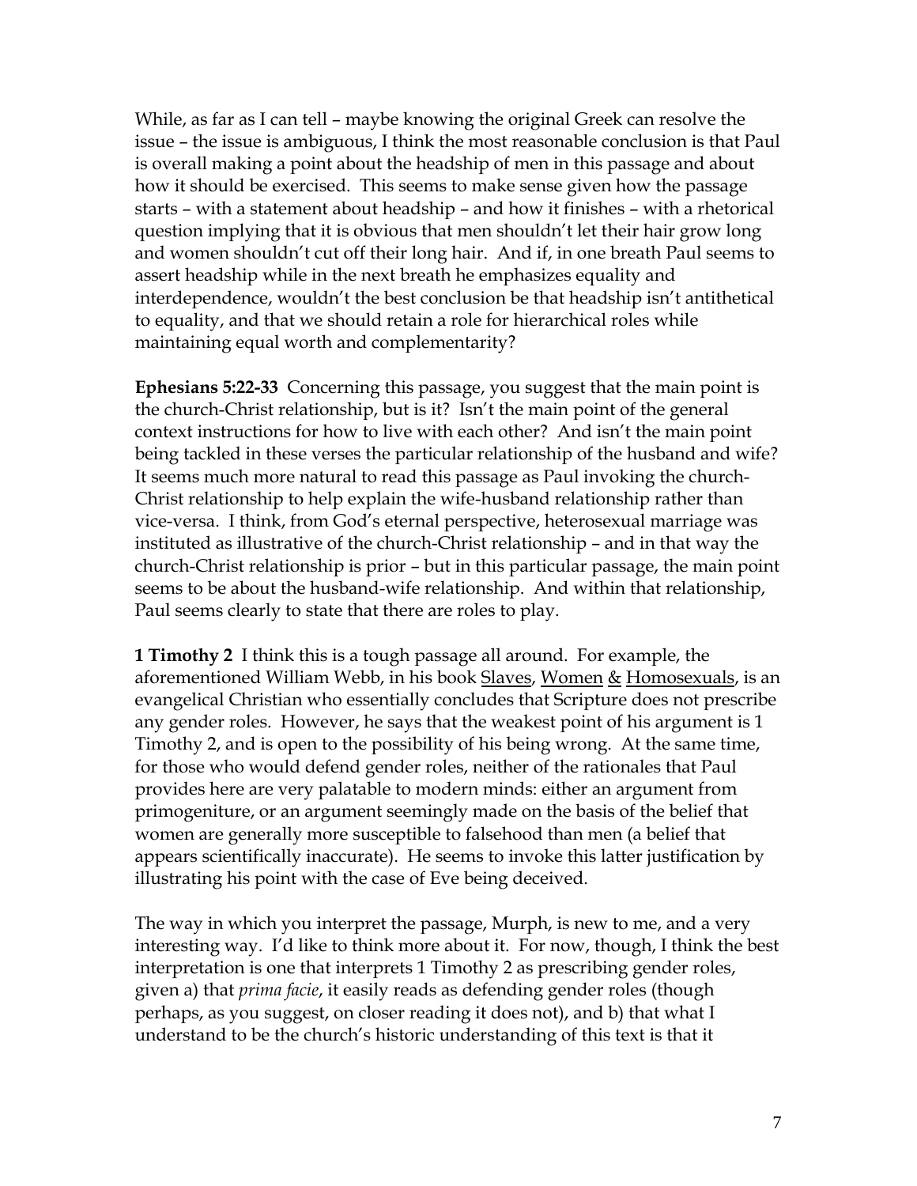While, as far as I can tell – maybe knowing the original Greek can resolve the issue – the issue is ambiguous, I think the most reasonable conclusion is that Paul is overall making a point about the headship of men in this passage and about how it should be exercised. This seems to make sense given how the passage starts – with a statement about headship – and how it finishes – with a rhetorical question implying that it is obvious that men shouldn't let their hair grow long and women shouldn't cut off their long hair. And if, in one breath Paul seems to assert headship while in the next breath he emphasizes equality and interdependence, wouldn't the best conclusion be that headship isn't antithetical to equality, and that we should retain a role for hierarchical roles while maintaining equal worth and complementarity?

**Ephesians 5:22-33** Concerning this passage, you suggest that the main point is the church-Christ relationship, but is it? Isn't the main point of the general context instructions for how to live with each other? And isn't the main point being tackled in these verses the particular relationship of the husband and wife? It seems much more natural to read this passage as Paul invoking the church-Christ relationship to help explain the wife-husband relationship rather than vice-versa. I think, from God's eternal perspective, heterosexual marriage was instituted as illustrative of the church-Christ relationship – and in that way the church-Christ relationship is prior – but in this particular passage, the main point seems to be about the husband-wife relationship. And within that relationship, Paul seems clearly to state that there are roles to play.

**1 Timothy 2** I think this is a tough passage all around. For example, the aforementioned William Webb, in his book <u>Slaves</u>, <u>Women</u> <u>&</u> <u>Homosexuals</u>, is an evangelical Christian who essentially concludes that Scripture does not prescribe any gender roles. However, he says that the weakest point of his argument is 1 Timothy 2, and is open to the possibility of his being wrong. At the same time, for those who would defend gender roles, neither of the rationales that Paul provides here are very palatable to modern minds: either an argument from primogeniture, or an argument seemingly made on the basis of the belief that women are generally more susceptible to falsehood than men (a belief that appears scientifically inaccurate). He seems to invoke this latter justification by illustrating his point with the case of Eve being deceived.

The way in which you interpret the passage, Murph, is new to me, and a very interesting way. I'd like to think more about it. For now, though, I think the best interpretation is one that interprets 1 Timothy 2 as prescribing gender roles, given a) that *prima facie*, it easily reads as defending gender roles (though perhaps, as you suggest, on closer reading it does not), and b) that what I understand to be the church's historic understanding of this text is that it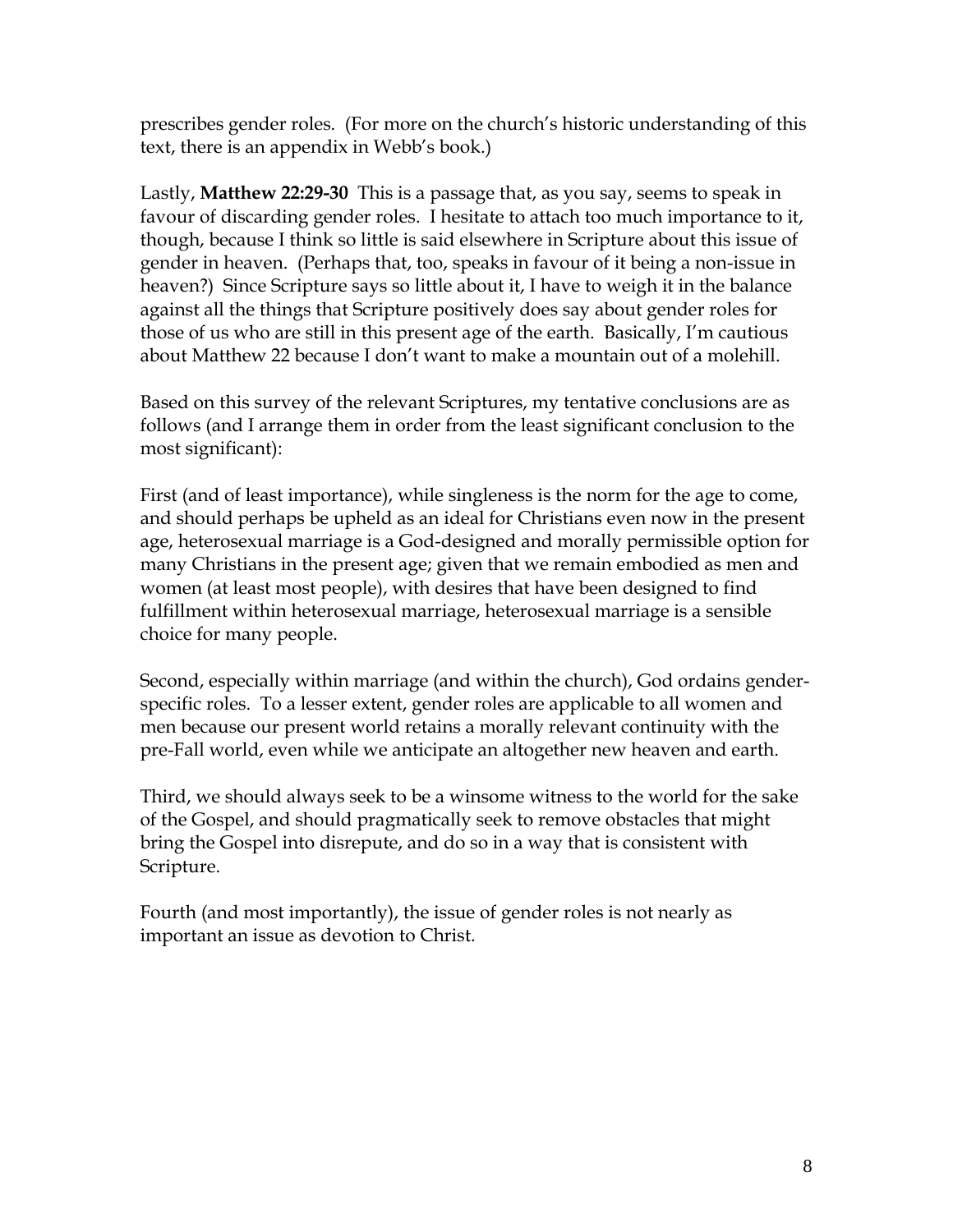prescribes gender roles. (For more on the church's historic understanding of this text, there is an appendix in Webb's book.)

Lastly, **Matthew 22:29-30** This is a passage that, as you say, seems to speak in favour of discarding gender roles. I hesitate to attach too much importance to it, though, because I think so little is said elsewhere in Scripture about this issue of gender in heaven. (Perhaps that, too, speaks in favour of it being a non-issue in heaven?) Since Scripture says so little about it, I have to weigh it in the balance against all the things that Scripture positively does say about gender roles for those of us who are still in this present age of the earth. Basically, I'm cautious about Matthew 22 because I don't want to make a mountain out of a molehill.

Based on this survey of the relevant Scriptures, my tentative conclusions are as follows (and I arrange them in order from the least significant conclusion to the most significant):

First (and of least importance), while singleness is the norm for the age to come, and should perhaps be upheld as an ideal for Christians even now in the present age, heterosexual marriage is a God-designed and morally permissible option for many Christians in the present age; given that we remain embodied as men and women (at least most people), with desires that have been designed to find fulfillment within heterosexual marriage, heterosexual marriage is a sensible choice for many people.

Second, especially within marriage (and within the church), God ordains gender-specific roles. To a lesser extent, gender roles are applicable to all women and men because our present world retains a morally relevant continuity with the pre-Fall world, even while we anticipate an altogether new heaven and earth.

Third, we should always seek to be a winsome witness to the world for the sake of the Gospel, and should pragmatically seek to remove obstacles that might bring the Gospel into disrepute, and do so in a way that is consistent with Scripture.

Fourth (and most importantly), the issue of gender roles is not nearly as important an issue as devotion to Christ.